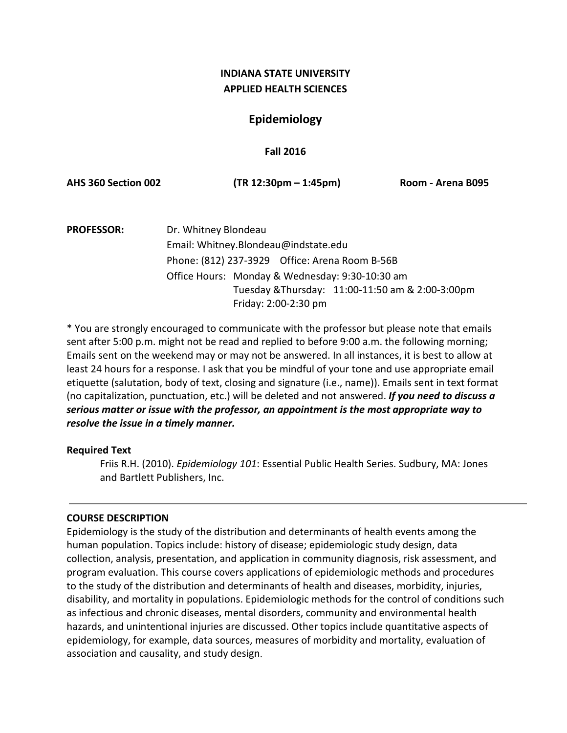**INDIANA STATE UNIVERSITY**
**APPLIED HEALTH SCIENCES**

# Epidemiology

**Fall 2016**

**AHS 360 Section 002** **(TR 12:30pm – 1:45pm)** **Room - Arena B095**

**PROFESSOR:** Dr. Whitney Blondeau
Email: Whitney.Blondeau@indstate.edu
Phone: (812) 237-3929 Office: Arena Room B-56B
Office Hours: Monday & Wednesday: 9:30-10:30 am
Tuesday &Thursday: 11:00-11:50 am & 2:00-3:00pm
Friday: 2:00-2:30 pm

* You are strongly encouraged to communicate with the professor but please note that emails sent after 5:00 p.m. might not be read and replied to before 9:00 a.m. the following morning; Emails sent on the weekend may or may not be answered. In all instances, it is best to allow at least 24 hours for a response. I ask that you be mindful of your tone and use appropriate email etiquette (salutation, body of text, closing and signature (i.e., name)). Emails sent in text format (no capitalization, punctuation, etc.) will be deleted and not answered. ***If you need to discuss a serious matter or issue with the professor, an appointment is the most appropriate way to resolve the issue in a timely manner.***

**Required Text**

Friis R.H. (2010). *Epidemiology 101*: Essential Public Health Series. Sudbury, MA: Jones and Bartlett Publishers, Inc.

---

**COURSE DESCRIPTION**

Epidemiology is the study of the distribution and determinants of health events among the human population. Topics include: history of disease; epidemiologic study design, data collection, analysis, presentation, and application in community diagnosis, risk assessment, and program evaluation. This course covers applications of epidemiologic methods and procedures to the study of the distribution and determinants of health and diseases, morbidity, injuries, disability, and mortality in populations. Epidemiologic methods for the control of conditions such as infectious and chronic diseases, mental disorders, community and environmental health hazards, and unintentional injuries are discussed. Other topics include quantitative aspects of epidemiology, for example, data sources, measures of morbidity and mortality, evaluation of association and causality, and study design.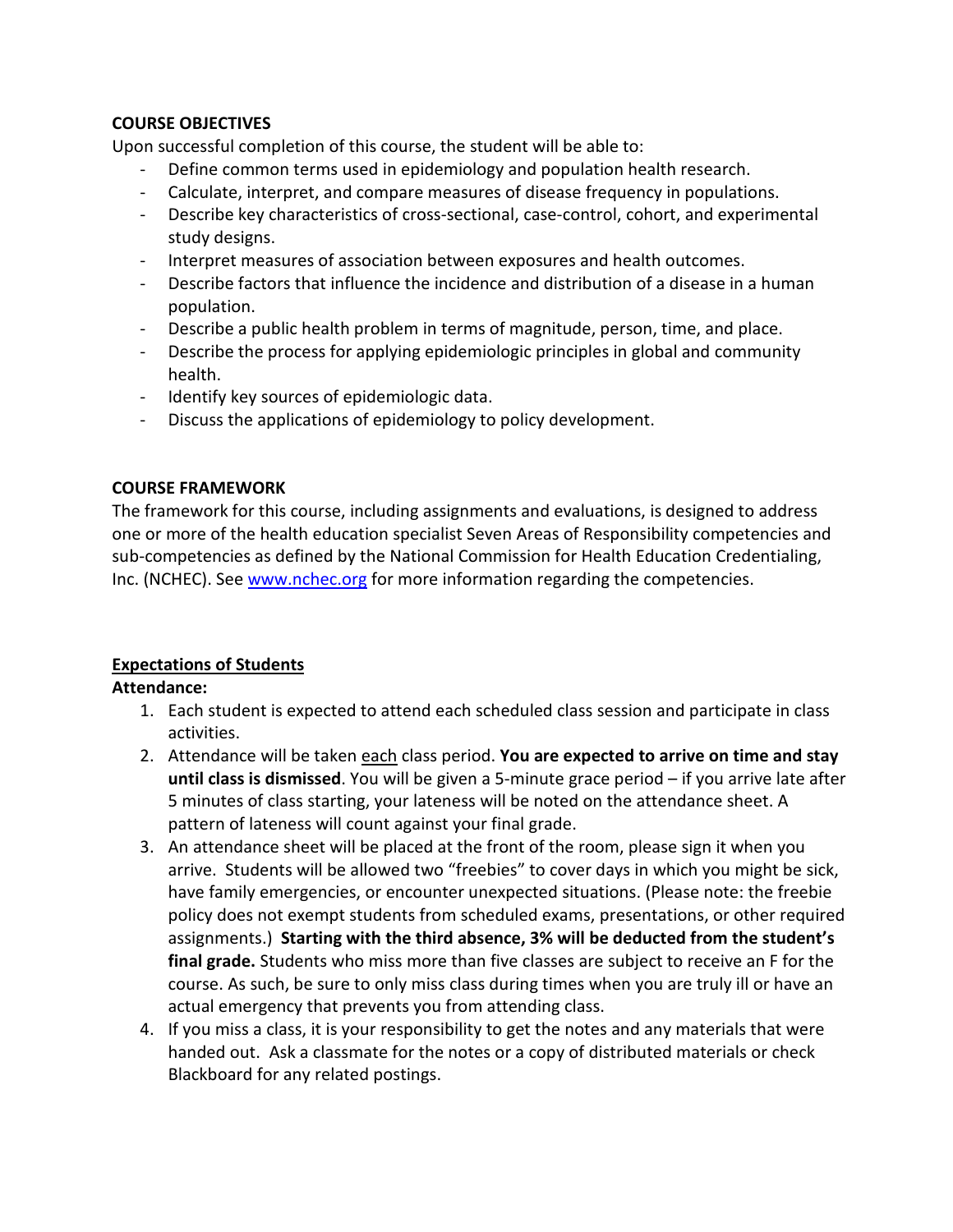**COURSE OBJECTIVES**

Upon successful completion of this course, the student will be able to:

- Define common terms used in epidemiology and population health research.
- Calculate, interpret, and compare measures of disease frequency in populations.
- Describe key characteristics of cross-sectional, case-control, cohort, and experimental study designs.
- Interpret measures of association between exposures and health outcomes.
- Describe factors that influence the incidence and distribution of a disease in a human population.
- Describe a public health problem in terms of magnitude, person, time, and place.
- Describe the process for applying epidemiologic principles in global and community health.
- Identify key sources of epidemiologic data.
- Discuss the applications of epidemiology to policy development.

**COURSE FRAMEWORK**

The framework for this course, including assignments and evaluations, is designed to address one or more of the health education specialist Seven Areas of Responsibility competencies and sub-competencies as defined by the National Commission for Health Education Credentialing, Inc. (NCHEC). See [www.nchec.org](http://www.nchec.org) for more information regarding the competencies.

**Expectations of Students**

**Attendance:**

1. Each student is expected to attend each scheduled class session and participate in class activities.
2. Attendance will be taken each class period. **You are expected to arrive on time and stay until class is dismissed**. You will be given a 5-minute grace period – if you arrive late after 5 minutes of class starting, your lateness will be noted on the attendance sheet. A pattern of lateness will count against your final grade.
3. An attendance sheet will be placed at the front of the room, please sign it when you arrive. Students will be allowed two "freebies" to cover days in which you might be sick, have family emergencies, or encounter unexpected situations. (Please note: the freebie policy does not exempt students from scheduled exams, presentations, or other required assignments.) **Starting with the third absence, 3% will be deducted from the student's final grade.** Students who miss more than five classes are subject to receive an F for the course. As such, be sure to only miss class during times when you are truly ill or have an actual emergency that prevents you from attending class.
4. If you miss a class, it is your responsibility to get the notes and any materials that were handed out. Ask a classmate for the notes or a copy of distributed materials or check Blackboard for any related postings.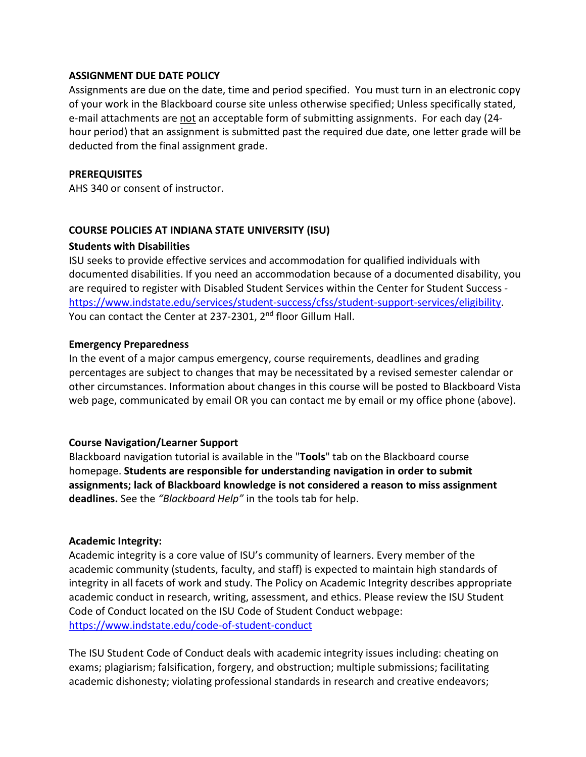**ASSIGNMENT DUE DATE POLICY**

Assignments are due on the date, time and period specified. You must turn in an electronic copy of your work in the Blackboard course site unless otherwise specified; Unless specifically stated, e-mail attachments are not an acceptable form of submitting assignments. For each day (24-hour period) that an assignment is submitted past the required due date, one letter grade will be deducted from the final assignment grade.

**PREREQUISITES**

AHS 340 or consent of instructor.

**COURSE POLICIES AT INDIANA STATE UNIVERSITY (ISU)**

**Students with Disabilities**

ISU seeks to provide effective services and accommodation for qualified individuals with documented disabilities. If you need an accommodation because of a documented disability, you are required to register with Disabled Student Services within the Center for Student Success - https://www.indstate.edu/services/student-success/cfss/student-support-services/eligibility. You can contact the Center at 237-2301, 2nd floor Gillum Hall.

**Emergency Preparedness**

In the event of a major campus emergency, course requirements, deadlines and grading percentages are subject to changes that may be necessitated by a revised semester calendar or other circumstances. Information about changes in this course will be posted to Blackboard Vista web page, communicated by email OR you can contact me by email or my office phone (above).

**Course Navigation/Learner Support**

Blackboard navigation tutorial is available in the "**Tools**" tab on the Blackboard course homepage. **Students are responsible for understanding navigation in order to submit assignments; lack of Blackboard knowledge is not considered a reason to miss assignment deadlines.** See the *"Blackboard Help"* in the tools tab for help.

**Academic Integrity:**

Academic integrity is a core value of ISU's community of learners. Every member of the academic community (students, faculty, and staff) is expected to maintain high standards of integrity in all facets of work and study. The Policy on Academic Integrity describes appropriate academic conduct in research, writing, assessment, and ethics. Please review the ISU Student Code of Conduct located on the ISU Code of Student Conduct webpage: https://www.indstate.edu/code-of-student-conduct

The ISU Student Code of Conduct deals with academic integrity issues including: cheating on exams; plagiarism; falsification, forgery, and obstruction; multiple submissions; facilitating academic dishonesty; violating professional standards in research and creative endeavors;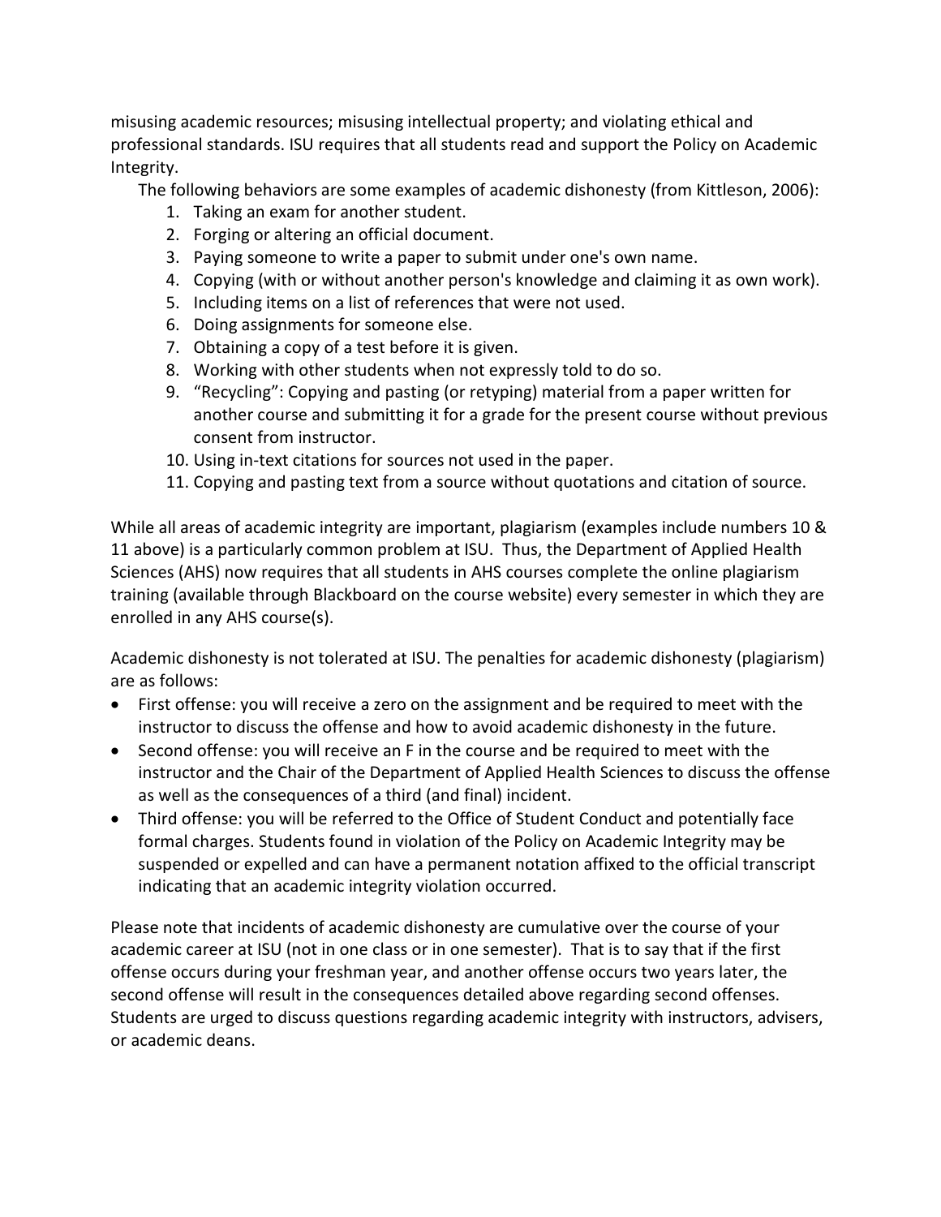misusing academic resources; misusing intellectual property; and violating ethical and professional standards. ISU requires that all students read and support the Policy on Academic Integrity.

The following behaviors are some examples of academic dishonesty (from Kittleson, 2006):

1. Taking an exam for another student.
2. Forging or altering an official document.
3. Paying someone to write a paper to submit under one's own name.
4. Copying (with or without another person's knowledge and claiming it as own work).
5. Including items on a list of references that were not used.
6. Doing assignments for someone else.
7. Obtaining a copy of a test before it is given.
8. Working with other students when not expressly told to do so.
9. "Recycling": Copying and pasting (or retyping) material from a paper written for another course and submitting it for a grade for the present course without previous consent from instructor.
10. Using in-text citations for sources not used in the paper.
11. Copying and pasting text from a source without quotations and citation of source.

While all areas of academic integrity are important, plagiarism (examples include numbers 10 & 11 above) is a particularly common problem at ISU. Thus, the Department of Applied Health Sciences (AHS) now requires that all students in AHS courses complete the online plagiarism training (available through Blackboard on the course website) every semester in which they are enrolled in any AHS course(s).

Academic dishonesty is not tolerated at ISU. The penalties for academic dishonesty (plagiarism) are as follows:

- First offense: you will receive a zero on the assignment and be required to meet with the instructor to discuss the offense and how to avoid academic dishonesty in the future.
- Second offense: you will receive an F in the course and be required to meet with the instructor and the Chair of the Department of Applied Health Sciences to discuss the offense as well as the consequences of a third (and final) incident.
- Third offense: you will be referred to the Office of Student Conduct and potentially face formal charges. Students found in violation of the Policy on Academic Integrity may be suspended or expelled and can have a permanent notation affixed to the official transcript indicating that an academic integrity violation occurred.

Please note that incidents of academic dishonesty are cumulative over the course of your academic career at ISU (not in one class or in one semester). That is to say that if the first offense occurs during your freshman year, and another offense occurs two years later, the second offense will result in the consequences detailed above regarding second offenses. Students are urged to discuss questions regarding academic integrity with instructors, advisers, or academic deans.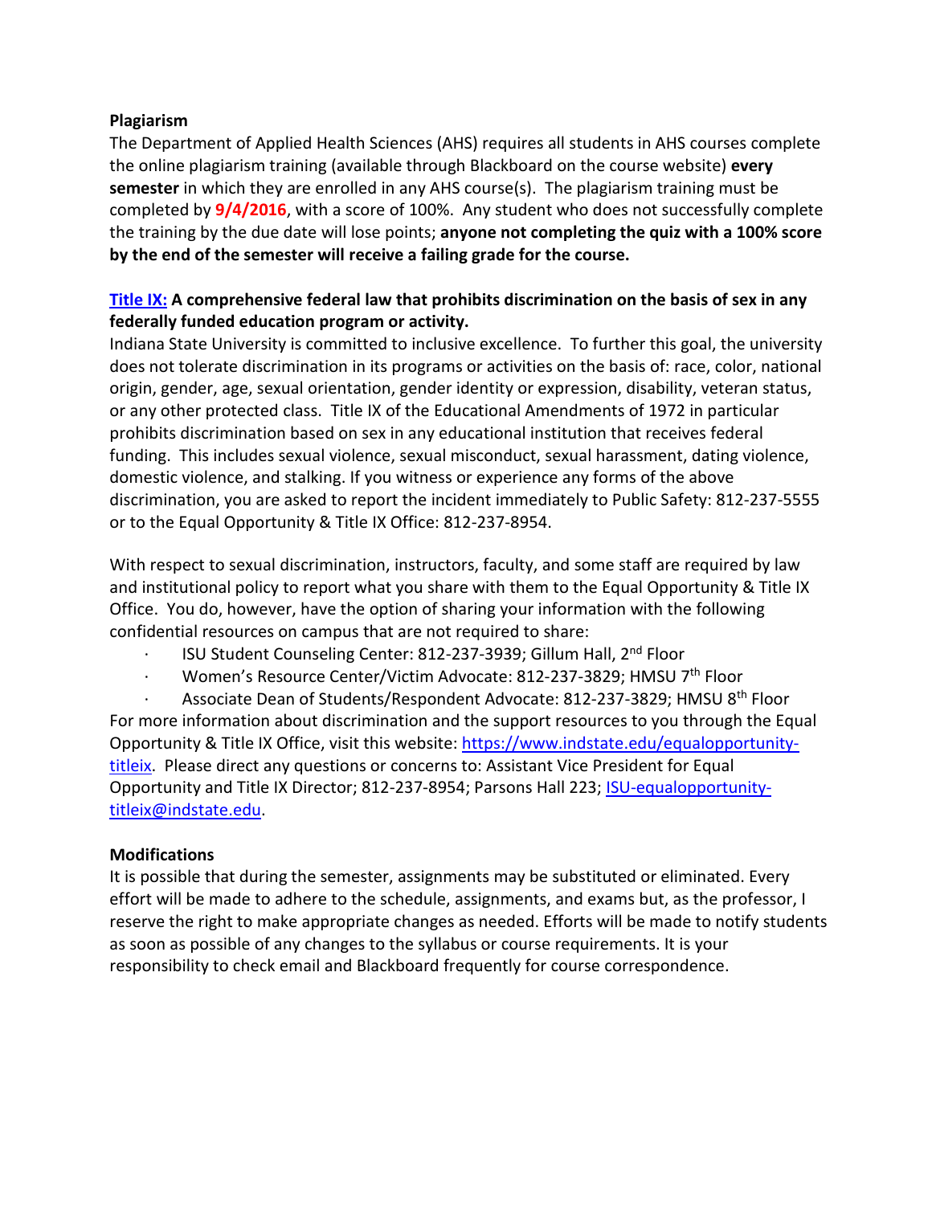**Plagiarism**

The Department of Applied Health Sciences (AHS) requires all students in AHS courses complete the online plagiarism training (available through Blackboard on the course website) **every semester** in which they are enrolled in any AHS course(s). The plagiarism training must be completed by **9/4/2016**, with a score of 100%. Any student who does not successfully complete the training by the due date will lose points; **anyone not completing the quiz with a 100% score by the end of the semester will receive a failing grade for the course.**

**Title IX: A comprehensive federal law that prohibits discrimination on the basis of sex in any federally funded education program or activity.**

Indiana State University is committed to inclusive excellence. To further this goal, the university does not tolerate discrimination in its programs or activities on the basis of: race, color, national origin, gender, age, sexual orientation, gender identity or expression, disability, veteran status, or any other protected class. Title IX of the Educational Amendments of 1972 in particular prohibits discrimination based on sex in any educational institution that receives federal funding. This includes sexual violence, sexual misconduct, sexual harassment, dating violence, domestic violence, and stalking. If you witness or experience any forms of the above discrimination, you are asked to report the incident immediately to Public Safety: 812-237-5555 or to the Equal Opportunity & Title IX Office: 812-237-8954.

With respect to sexual discrimination, instructors, faculty, and some staff are required by law and institutional policy to report what you share with them to the Equal Opportunity & Title IX Office. You do, however, have the option of sharing your information with the following confidential resources on campus that are not required to share:

- ISU Student Counseling Center: 812-237-3939; Gillum Hall, 2nd Floor
- Women's Resource Center/Victim Advocate: 812-237-3829; HMSU 7th Floor
- Associate Dean of Students/Respondent Advocate: 812-237-3829; HMSU 8th Floor

For more information about discrimination and the support resources to you through the Equal Opportunity & Title IX Office, visit this website: https://www.indstate.edu/equalopportunity-titleix. Please direct any questions or concerns to: Assistant Vice President for Equal Opportunity and Title IX Director; 812-237-8954; Parsons Hall 223; ISU-equalopportunity-titleix@indstate.edu.

**Modifications**

It is possible that during the semester, assignments may be substituted or eliminated. Every effort will be made to adhere to the schedule, assignments, and exams but, as the professor, I reserve the right to make appropriate changes as needed. Efforts will be made to notify students as soon as possible of any changes to the syllabus or course requirements. It is your responsibility to check email and Blackboard frequently for course correspondence.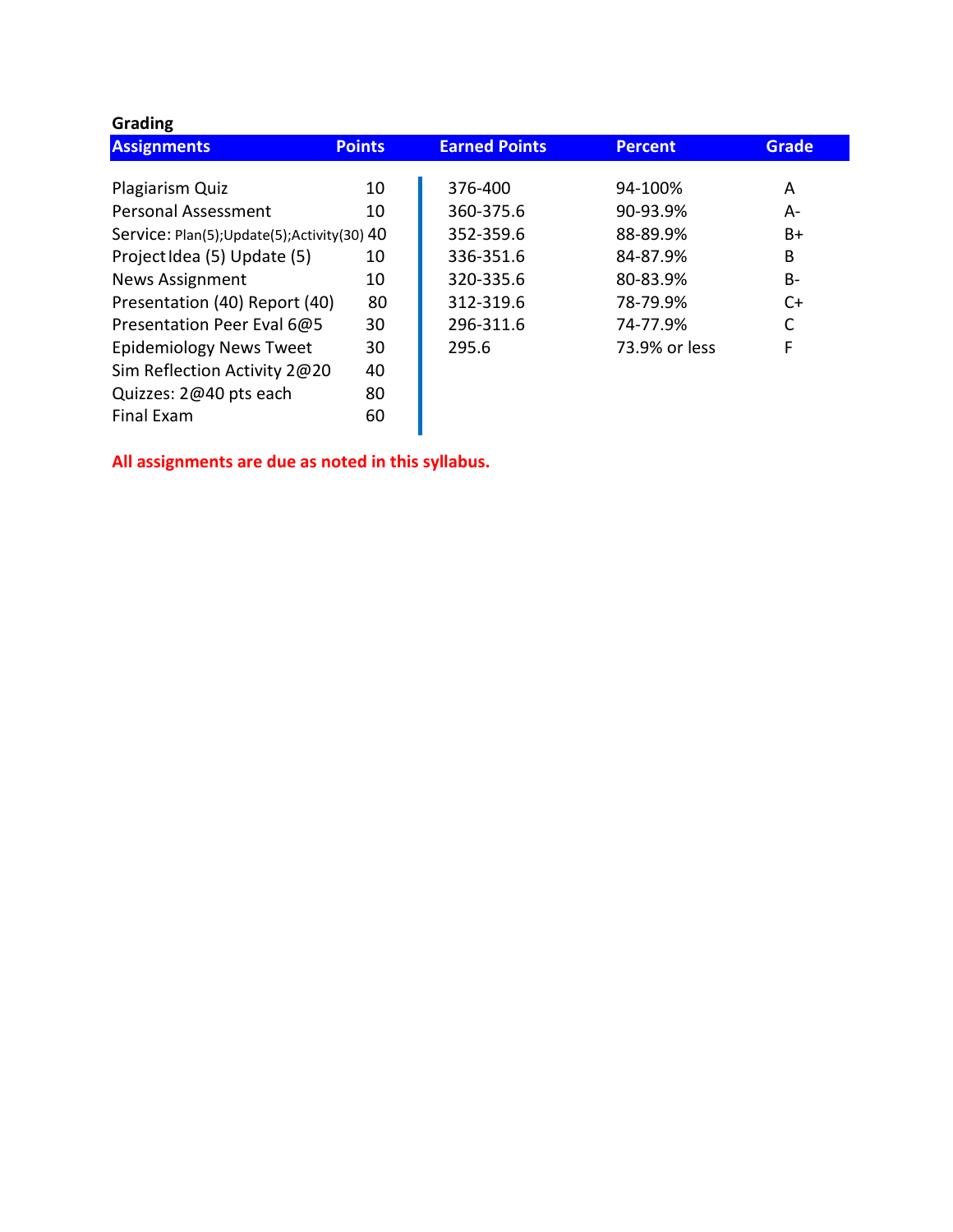**Grading**

| Assignments | Points | Earned Points | Percent | Grade |
|---|---|---|---|---|
| Plagiarism Quiz | 10 | 376-400 | 94-100% | A |
| Personal Assessment | 10 | 360-375.6 | 90-93.9% | A- |
| Service: Plan(5);Update(5);Activity(30) | 40 | 352-359.6 | 88-89.9% | B+ |
| Project Idea (5) Update (5) | 10 | 336-351.6 | 84-87.9% | B |
| News Assignment | 10 | 320-335.6 | 80-83.9% | B- |
| Presentation (40) Report (40) | 80 | 312-319.6 | 78-79.9% | C+ |
| Presentation Peer Eval 6@5 | 30 | 296-311.6 | 74-77.9% | C |
| Epidemiology News Tweet | 30 | 295.6 | 73.9% or less | F |
| Sim Reflection Activity 2@20 | 40 | | | |
| Quizzes: 2@40 pts each | 80 | | | |
| Final Exam | 60 | | | |

**All assignments are due as noted in this syllabus.**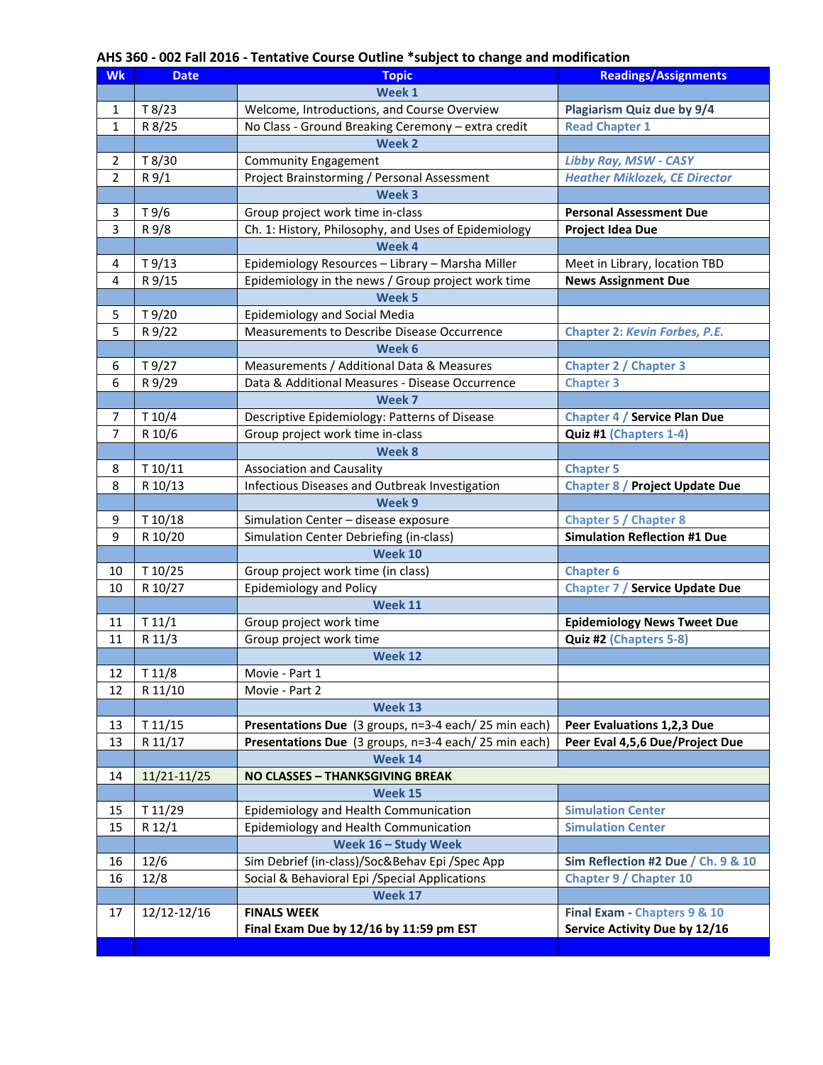**AHS 360 - 002 Fall 2016 - Tentative Course Outline *subject to change and modification**

| Wk | Date | Topic | Readings/Assignments |
|---|---|---|---|
| | | Week 1 | |
| 1 | T 8/23 | Welcome, Introductions, and Course Overview | **Plagiarism Quiz due by 9/4** |
| 1 | R 8/25 | No Class - Ground Breaking Ceremony – extra credit | **Read Chapter 1** |
| | | Week 2 | |
| 2 | T 8/30 | Community Engagement | ***Libby Ray, MSW - CASY*** |
| 2 | R 9/1 | Project Brainstorming / Personal Assessment | ***Heather Miklozek, CE Director*** |
| | | Week 3 | |
| 3 | T 9/6 | Group project work time in-class | **Personal Assessment Due** |
| 3 | R 9/8 | Ch. 1: History, Philosophy, and Uses of Epidemiology | **Project Idea Due** |
| | | Week 4 | |
| 4 | T 9/13 | Epidemiology Resources – Library – Marsha Miller | Meet in Library, location TBD |
| 4 | R 9/15 | Epidemiology in the news / Group project work time | **News Assignment Due** |
| | | Week 5 | |
| 5 | T 9/20 | Epidemiology and Social Media | |
| 5 | R 9/22 | Measurements to Describe Disease Occurrence | **Chapter 2: *Kevin Forbes, P.E.*** |
| | | Week 6 | |
| 6 | T 9/27 | Measurements / Additional Data & Measures | **Chapter 2 / Chapter 3** |
| 6 | R 9/29 | Data & Additional Measures - Disease Occurrence | **Chapter 3** |
| | | Week 7 | |
| 7 | T 10/4 | Descriptive Epidemiology: Patterns of Disease | **Chapter 4 / Service Plan Due** |
| 7 | R 10/6 | Group project work time in-class | **Quiz #1 (Chapters 1-4)** |
| | | Week 8 | |
| 8 | T 10/11 | Association and Causality | **Chapter 5** |
| 8 | R 10/13 | Infectious Diseases and Outbreak Investigation | **Chapter 8 / Project Update Due** |
| | | Week 9 | |
| 9 | T 10/18 | Simulation Center – disease exposure | **Chapter 5 / Chapter 8** |
| 9 | R 10/20 | Simulation Center Debriefing (in-class) | **Simulation Reflection #1 Due** |
| | | Week 10 | |
| 10 | T 10/25 | Group project work time (in class) | **Chapter 6** |
| 10 | R 10/27 | Epidemiology and Policy | **Chapter 7 / Service Update Due** |
| | | Week 11 | |
| 11 | T 11/1 | Group project work time | **Epidemiology News Tweet Due** |
| 11 | R 11/3 | Group project work time | **Quiz #2 (Chapters 5-8)** |
| | | Week 12 | |
| 12 | T 11/8 | Movie - Part 1 | |
| 12 | R 11/10 | Movie - Part 2 | |
| | | Week 13 | |
| 13 | T 11/15 | **Presentations Due** (3 groups, n=3-4 each/ 25 min each) | **Peer Evaluations 1,2,3 Due** |
| 13 | R 11/17 | **Presentations Due** (3 groups, n=3-4 each/ 25 min each) | **Peer Eval 4,5,6 Due/Project Due** |
| | | Week 14 | |
| 14 | 11/21-11/25 | **NO CLASSES – THANKSGIVING BREAK** | |
| | | Week 15 | |
| 15 | T 11/29 | Epidemiology and Health Communication | **Simulation Center** |
| 15 | R 12/1 | Epidemiology and Health Communication | **Simulation Center** |
| | | Week 16 – Study Week | |
| 16 | 12/6 | Sim Debrief (in-class)/Soc&Behav Epi /Spec App | **Sim Reflection #2 Due / Ch. 9 & 10** |
| 16 | 12/8 | Social & Behavioral Epi /Special Applications | **Chapter 9 / Chapter 10** |
| | | Week 17 | |
| 17 | 12/12-12/16 | **FINALS WEEK**<br>**Final Exam Due by 12/16 by 11:59 pm EST** | **Final Exam - Chapters 9 & 10**<br>**Service Activity Due by 12/16** |